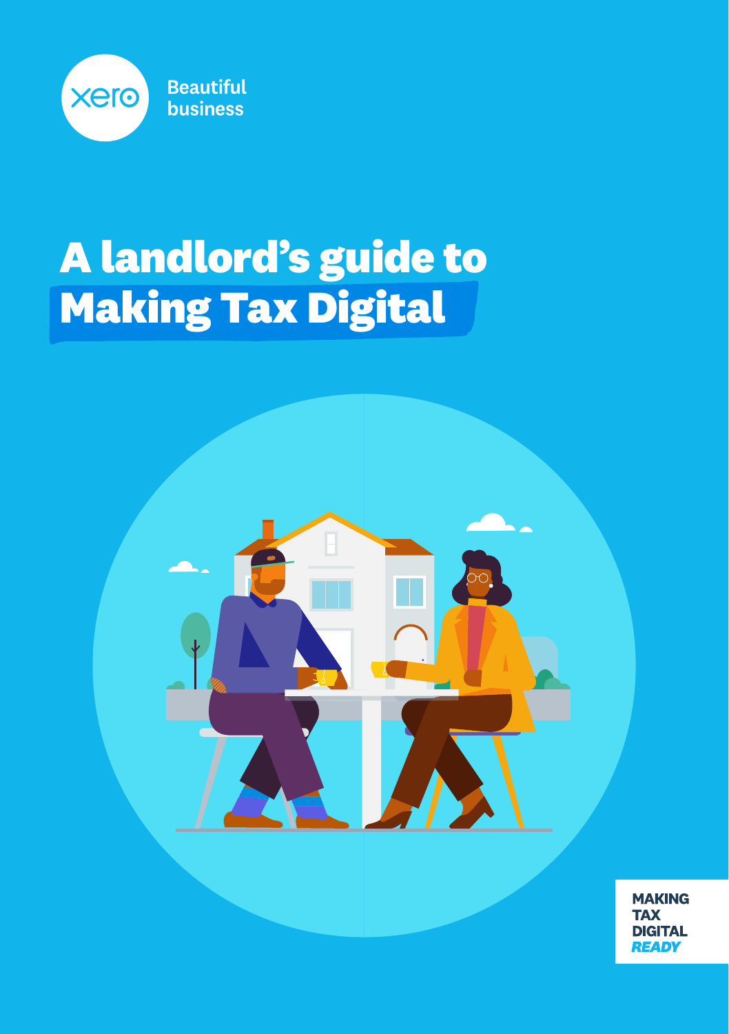xero

Beautiful business

# A landlord's guide to Making Tax Digital

MAKING TAX DIGITAL *READY*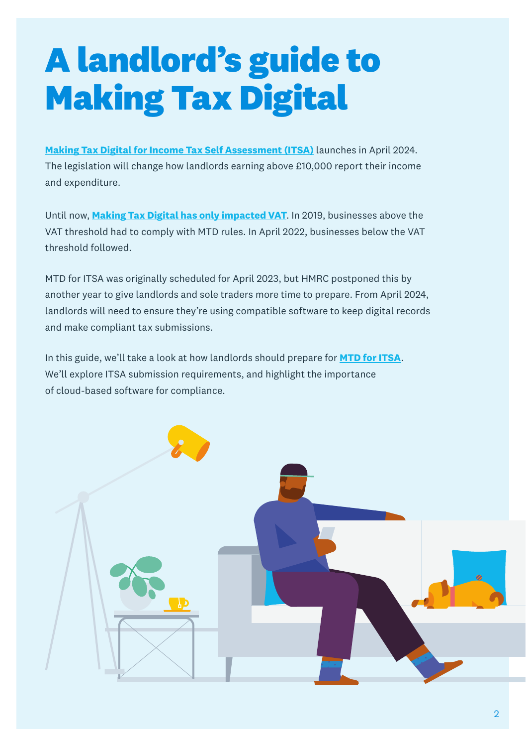# A landlord's guide to Making Tax Digital

**Making Tax Digital for Income Tax Self Assessment (ITSA)** launches in April 2024. The legislation will change how landlords earning above £10,000 report their income and expenditure.

Until now, **Making Tax Digital has only impacted VAT**. In 2019, businesses above the VAT threshold had to comply with MTD rules. In April 2022, businesses below the VAT threshold followed.

MTD for ITSA was originally scheduled for April 2023, but HMRC postponed this by another year to give landlords and sole traders more time to prepare. From April 2024, landlords will need to ensure they're using compatible software to keep digital records and make compliant tax submissions.

In this guide, we'll take a look at how landlords should prepare for **MTD for ITSA**. We'll explore ITSA submission requirements, and highlight the importance of cloud-based software for compliance.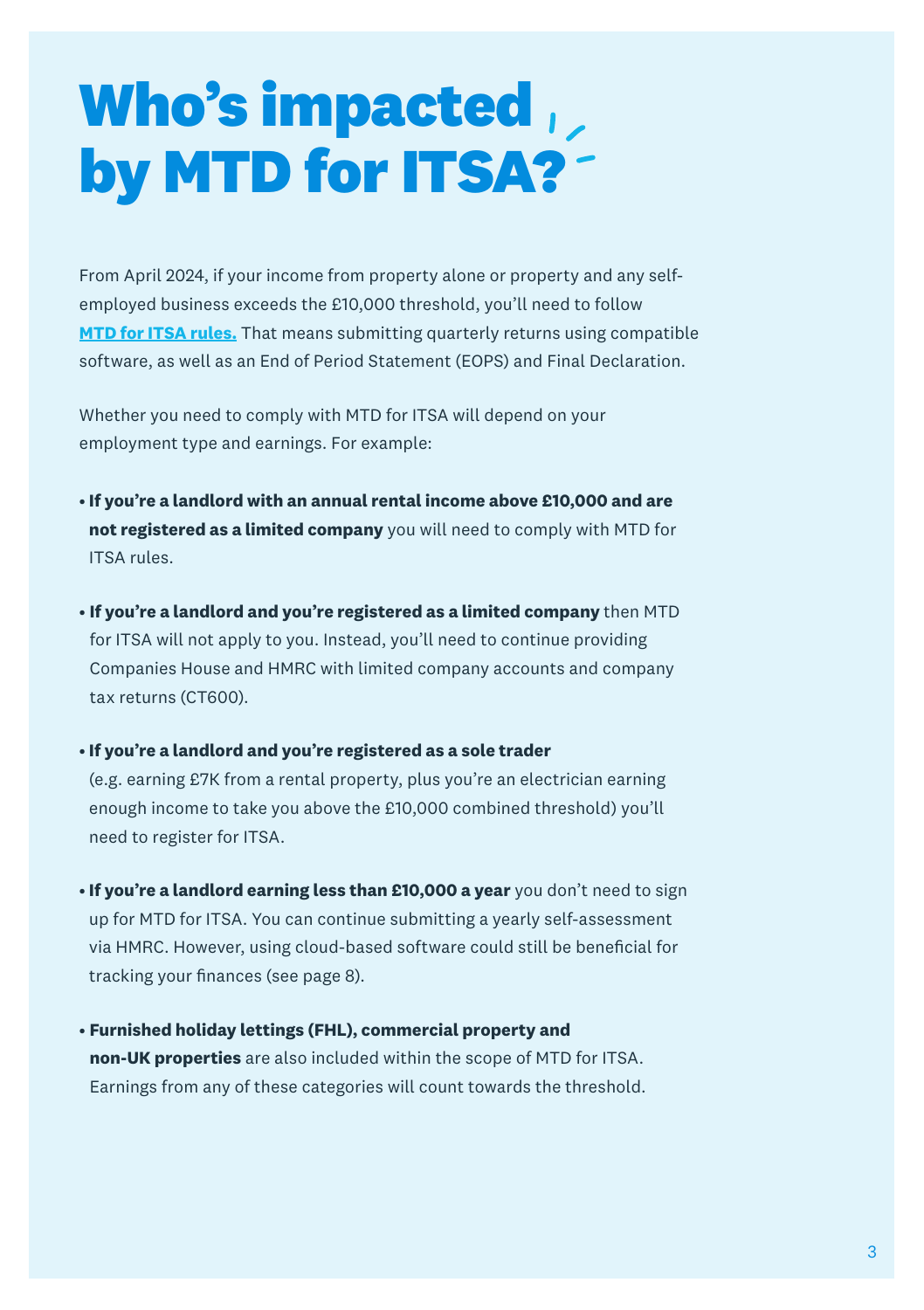# Who's impacted by MTD for ITSA?

From April 2024, if your income from property alone or property and any self-employed business exceeds the £10,000 threshold, you'll need to follow **MTD for ITSA rules.** That means submitting quarterly returns using compatible software, as well as an End of Period Statement (EOPS) and Final Declaration.

Whether you need to comply with MTD for ITSA will depend on your employment type and earnings. For example:

- **If you're a landlord with an annual rental income above £10,000 and are not registered as a limited company** you will need to comply with MTD for ITSA rules.
- **If you're a landlord and you're registered as a limited company** then MTD for ITSA will not apply to you. Instead, you'll need to continue providing Companies House and HMRC with limited company accounts and company tax returns (CT600).
- **If you're a landlord and you're registered as a sole trader** (e.g. earning £7K from a rental property, plus you're an electrician earning enough income to take you above the £10,000 combined threshold) you'll need to register for ITSA.
- **If you're a landlord earning less than £10,000 a year** you don't need to sign up for MTD for ITSA. You can continue submitting a yearly self-assessment via HMRC. However, using cloud-based software could still be beneficial for tracking your finances (see page 8).
- **Furnished holiday lettings (FHL), commercial property and non-UK properties** are also included within the scope of MTD for ITSA. Earnings from any of these categories will count towards the threshold.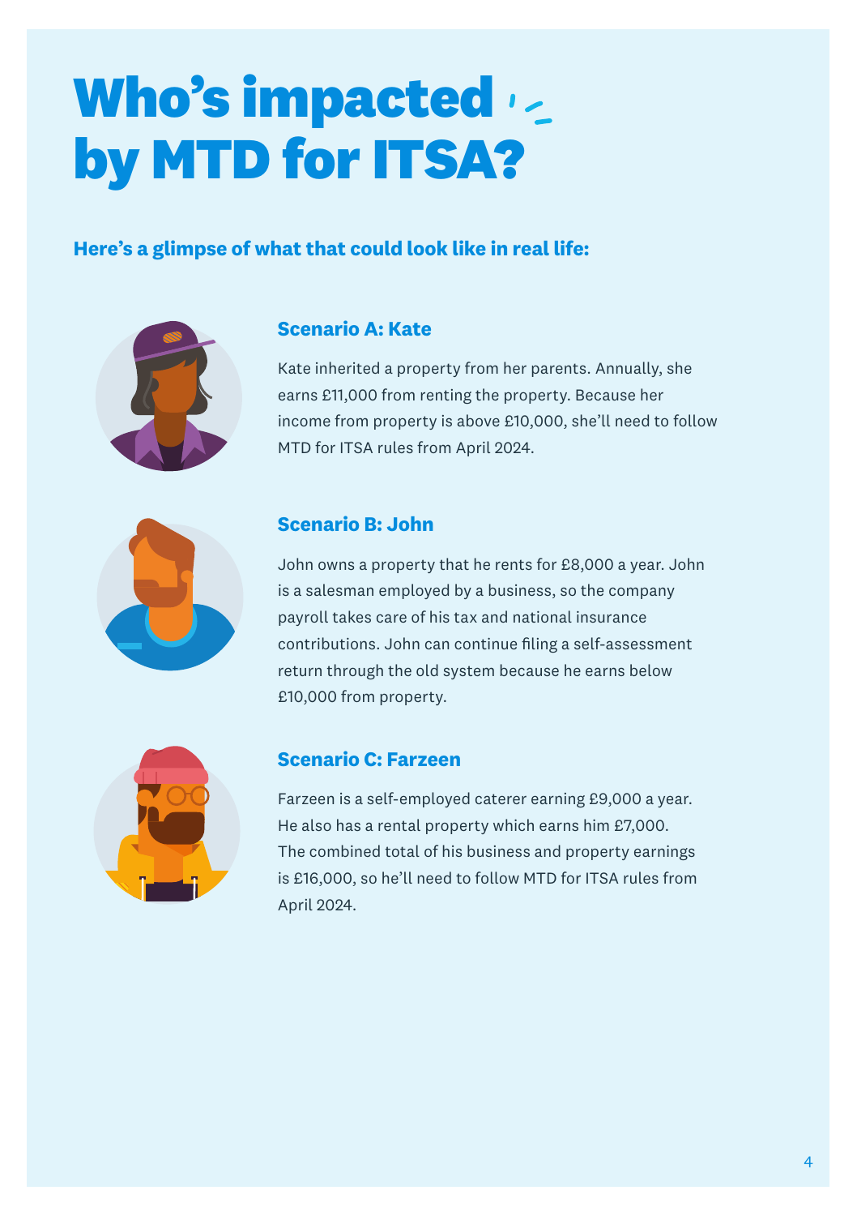# Who's impacted by MTD for ITSA?

**Here's a glimpse of what that could look like in real life:**

### Scenario A: Kate

Kate inherited a property from her parents. Annually, she earns £11,000 from renting the property. Because her income from property is above £10,000, she'll need to follow MTD for ITSA rules from April 2024.

### Scenario B: John

John owns a property that he rents for £8,000 a year. John is a salesman employed by a business, so the company payroll takes care of his tax and national insurance contributions. John can continue filing a self-assessment return through the old system because he earns below £10,000 from property.

### Scenario C: Farzeen

Farzeen is a self-employed caterer earning £9,000 a year. He also has a rental property which earns him £7,000. The combined total of his business and property earnings is £16,000, so he'll need to follow MTD for ITSA rules from April 2024.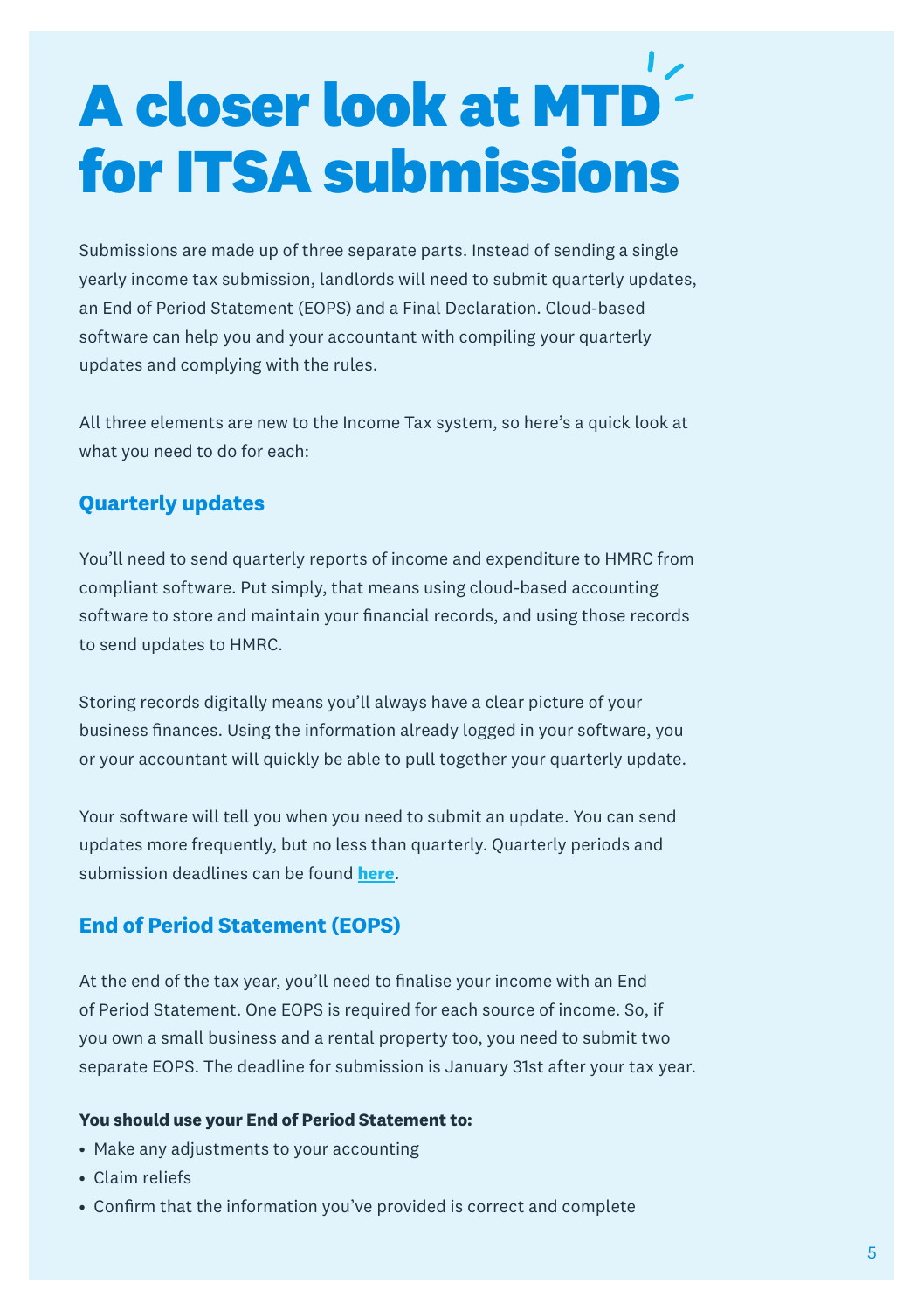# A closer look at MTD for ITSA submissions

Submissions are made up of three separate parts. Instead of sending a single yearly income tax submission, landlords will need to submit quarterly updates, an End of Period Statement (EOPS) and a Final Declaration. Cloud-based software can help you and your accountant with compiling your quarterly updates and complying with the rules.

All three elements are new to the Income Tax system, so here's a quick look at what you need to do for each:

## Quarterly updates

You'll need to send quarterly reports of income and expenditure to HMRC from compliant software. Put simply, that means using cloud-based accounting software to store and maintain your financial records, and using those records to send updates to HMRC.

Storing records digitally means you'll always have a clear picture of your business finances. Using the information already logged in your software, you or your accountant will quickly be able to pull together your quarterly update.

Your software will tell you when you need to submit an update. You can send updates more frequently, but no less than quarterly. Quarterly periods and submission deadlines can be found **here**.

## End of Period Statement (EOPS)

At the end of the tax year, you'll need to finalise your income with an End of Period Statement. One EOPS is required for each source of income. So, if you own a small business and a rental property too, you need to submit two separate EOPS. The deadline for submission is January 31st after your tax year.

**You should use your End of Period Statement to:**

- Make any adjustments to your accounting
- Claim reliefs
- Confirm that the information you've provided is correct and complete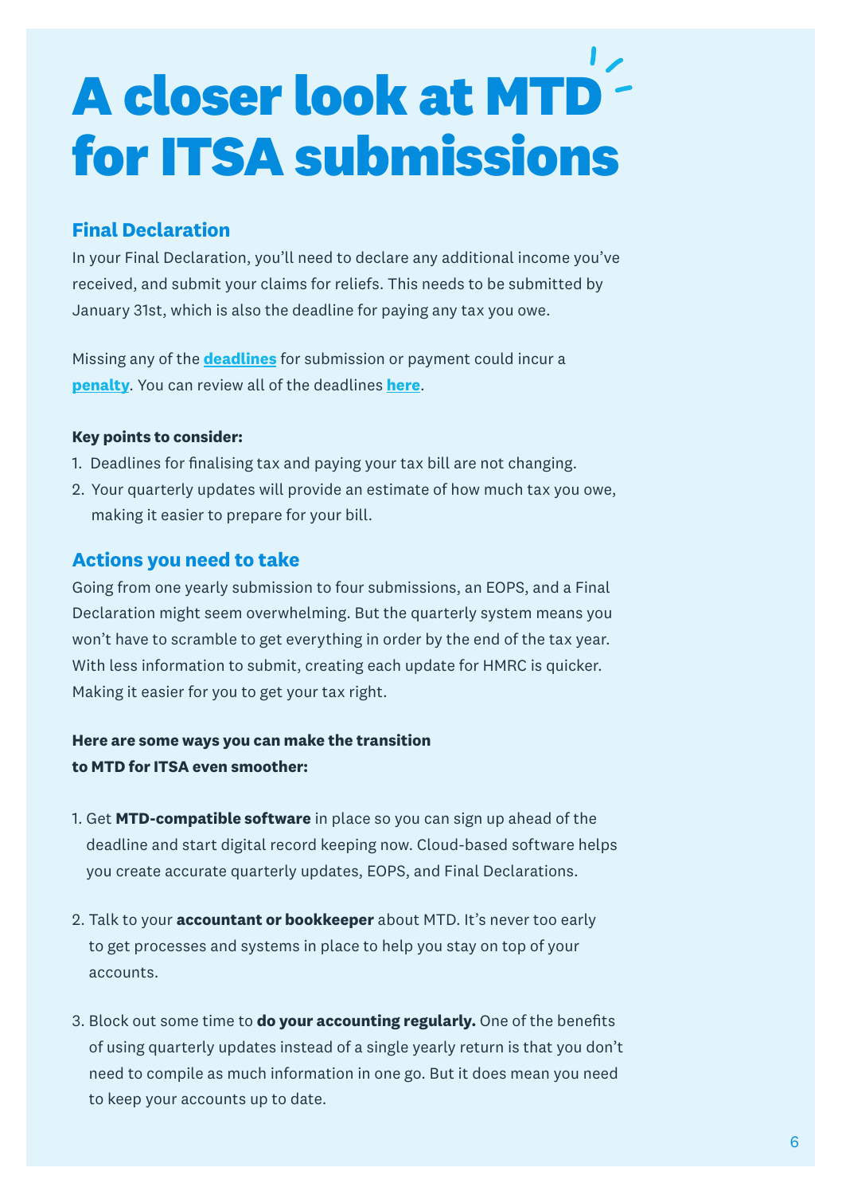# A closer look at MTD for ITSA submissions

## Final Declaration

In your Final Declaration, you'll need to declare any additional income you've received, and submit your claims for reliefs. This needs to be submitted by January 31st, which is also the deadline for paying any tax you owe.

Missing any of the **deadlines** for submission or payment could incur a **penalty**. You can review all of the deadlines **here**.

**Key points to consider:**

1. Deadlines for finalising tax and paying your tax bill are not changing.
2. Your quarterly updates will provide an estimate of how much tax you owe, making it easier to prepare for your bill.

## Actions you need to take

Going from one yearly submission to four submissions, an EOPS, and a Final Declaration might seem overwhelming. But the quarterly system means you won't have to scramble to get everything in order by the end of the tax year. With less information to submit, creating each update for HMRC is quicker. Making it easier for you to get your tax right.

**Here are some ways you can make the transition to MTD for ITSA even smoother:**

1. Get **MTD-compatible software** in place so you can sign up ahead of the deadline and start digital record keeping now. Cloud-based software helps you create accurate quarterly updates, EOPS, and Final Declarations.

2. Talk to your **accountant or bookkeeper** about MTD. It's never too early to get processes and systems in place to help you stay on top of your accounts.

3. Block out some time to **do your accounting regularly.** One of the benefits of using quarterly updates instead of a single yearly return is that you don't need to compile as much information in one go. But it does mean you need to keep your accounts up to date.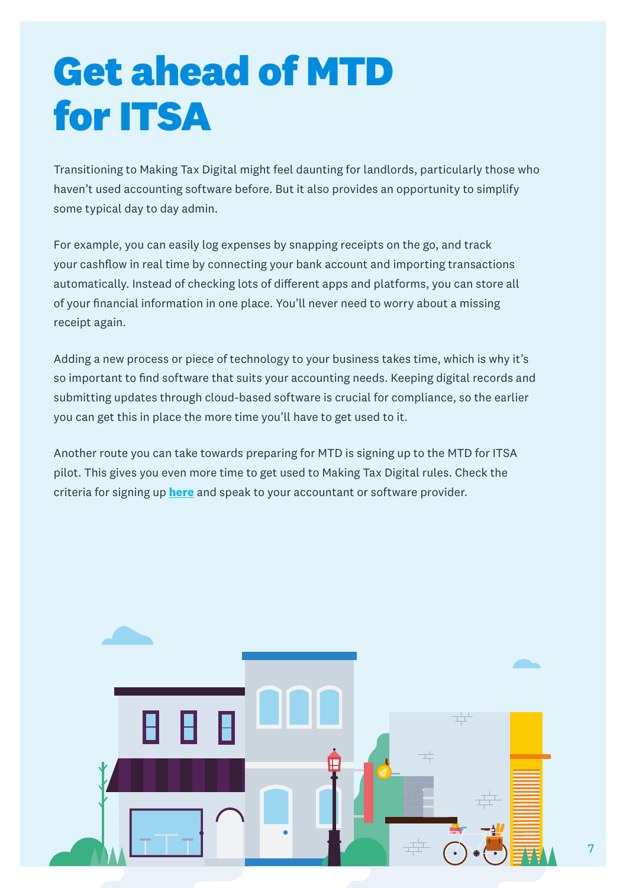# Get ahead of MTD for ITSA

Transitioning to Making Tax Digital might feel daunting for landlords, particularly those who haven't used accounting software before. But it also provides an opportunity to simplify some typical day to day admin.

For example, you can easily log expenses by snapping receipts on the go, and track your cashflow in real time by connecting your bank account and importing transactions automatically. Instead of checking lots of different apps and platforms, you can store all of your financial information in one place. You'll never need to worry about a missing receipt again.

Adding a new process or piece of technology to your business takes time, which is why it's so important to find software that suits your accounting needs. Keeping digital records and submitting updates through cloud-based software is crucial for compliance, so the earlier you can get this in place the more time you'll have to get used to it.

Another route you can take towards preparing for MTD is signing up to the MTD for ITSA pilot. This gives you even more time to get used to Making Tax Digital rules. Check the criteria for signing up **here** and speak to your accountant or software provider.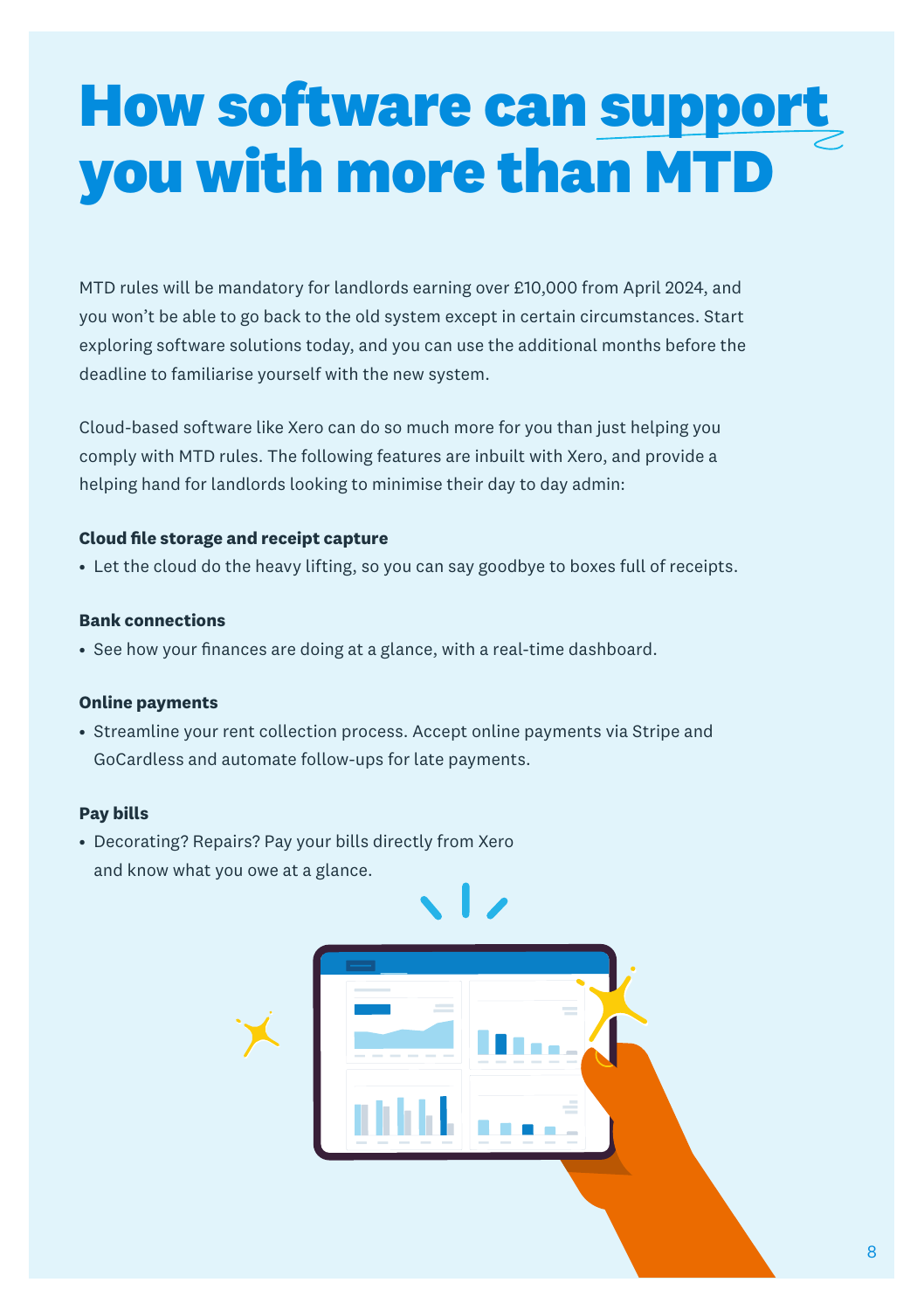# How software can support you with more than MTD

MTD rules will be mandatory for landlords earning over £10,000 from April 2024, and you won't be able to go back to the old system except in certain circumstances. Start exploring software solutions today, and you can use the additional months before the deadline to familiarise yourself with the new system.

Cloud-based software like Xero can do so much more for you than just helping you comply with MTD rules. The following features are inbuilt with Xero, and provide a helping hand for landlords looking to minimise their day to day admin:

**Cloud file storage and receipt capture**

- Let the cloud do the heavy lifting, so you can say goodbye to boxes full of receipts.

**Bank connections**

- See how your finances are doing at a glance, with a real-time dashboard.

**Online payments**

- Streamline your rent collection process. Accept online payments via Stripe and GoCardless and automate follow-ups for late payments.

**Pay bills**

- Decorating? Repairs? Pay your bills directly from Xero and know what you owe at a glance.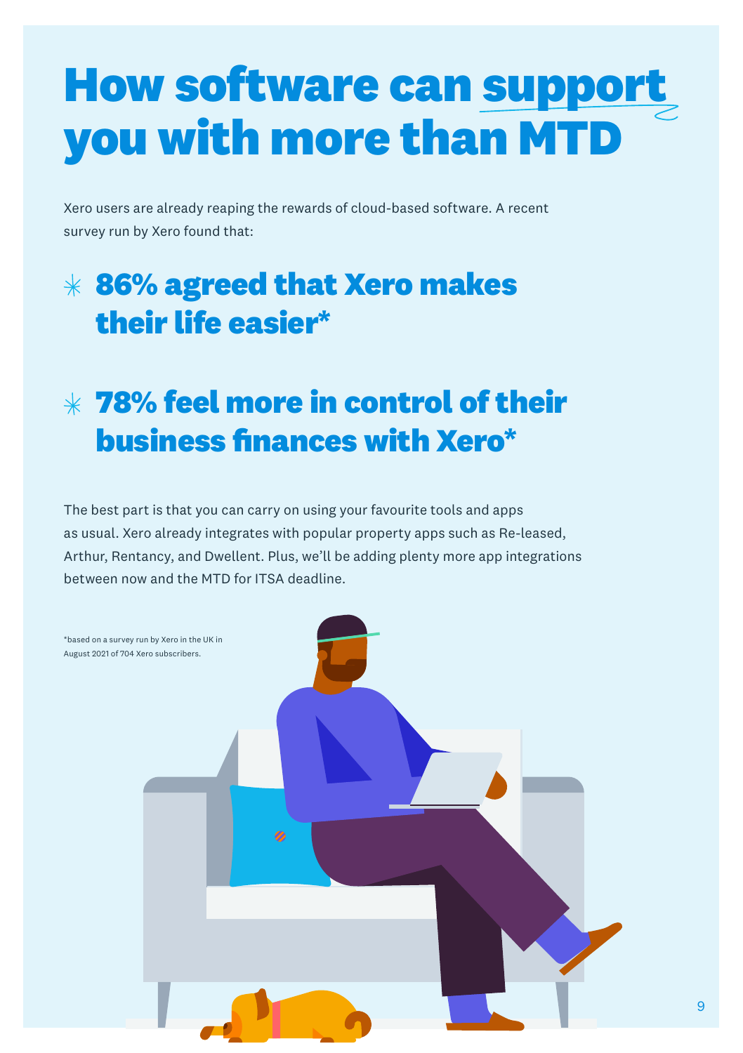# How software can support you with more than MTD

Xero users are already reaping the rewards of cloud-based software. A recent survey run by Xero found that:

- **86% agreed that Xero makes their life easier***
- **78% feel more in control of their business finances with Xero***

The best part is that you can carry on using your favourite tools and apps as usual. Xero already integrates with popular property apps such as Re-leased, Arthur, Rentancy, and Dwellent. Plus, we'll be adding plenty more app integrations between now and the MTD for ITSA deadline.

*based on a survey run by Xero in the UK in August 2021 of 704 Xero subscribers.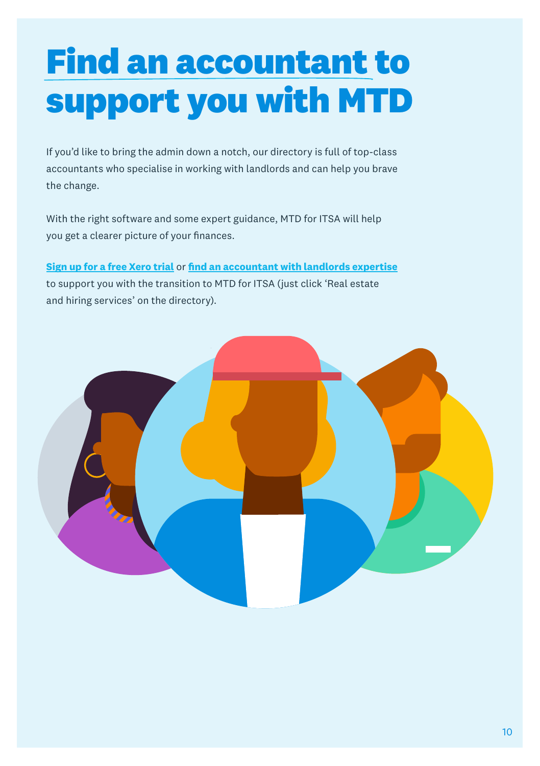# Find an accountant to support you with MTD

If you'd like to bring the admin down a notch, our directory is full of top-class accountants who specialise in working with landlords and can help you brave the change.

With the right software and some expert guidance, MTD for ITSA will help you get a clearer picture of your finances.

**Sign up for a free Xero trial** or **find an accountant with landlords expertise** to support you with the transition to MTD for ITSA (just click 'Real estate and hiring services' on the directory).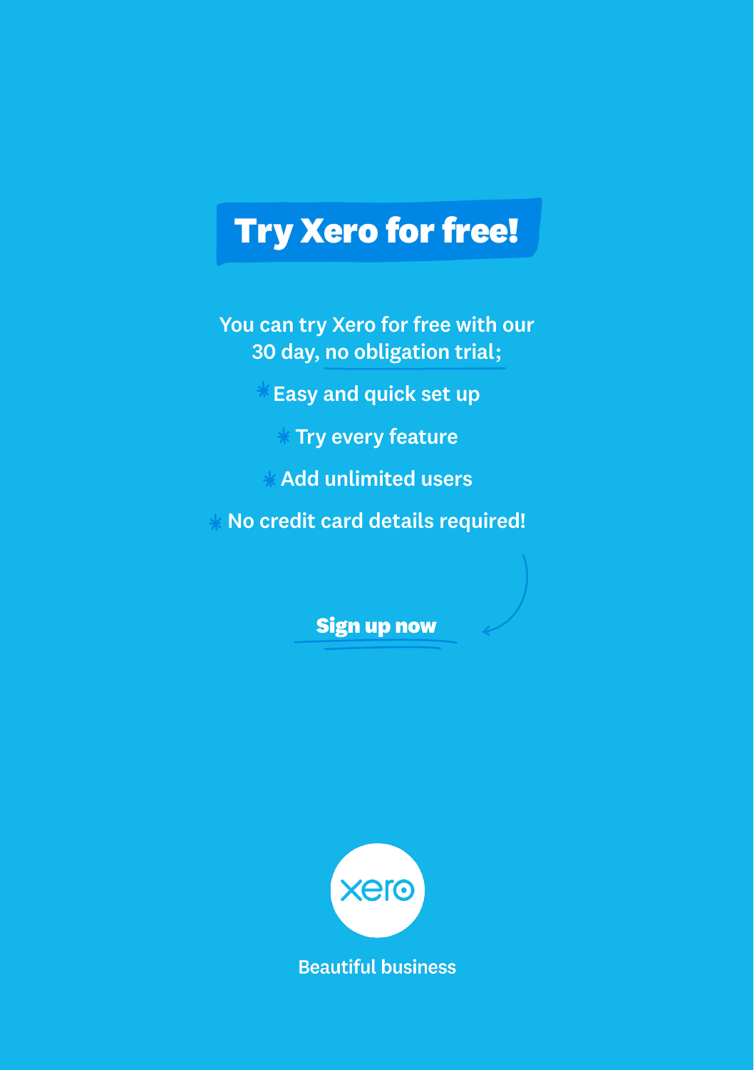# Try Xero for free!

You can try Xero for free with our 30 day, no obligation trial;

- Easy and quick set up
- Try every feature
- Add unlimited users
- No credit card details required!

**Sign up now**

xero

Beautiful business